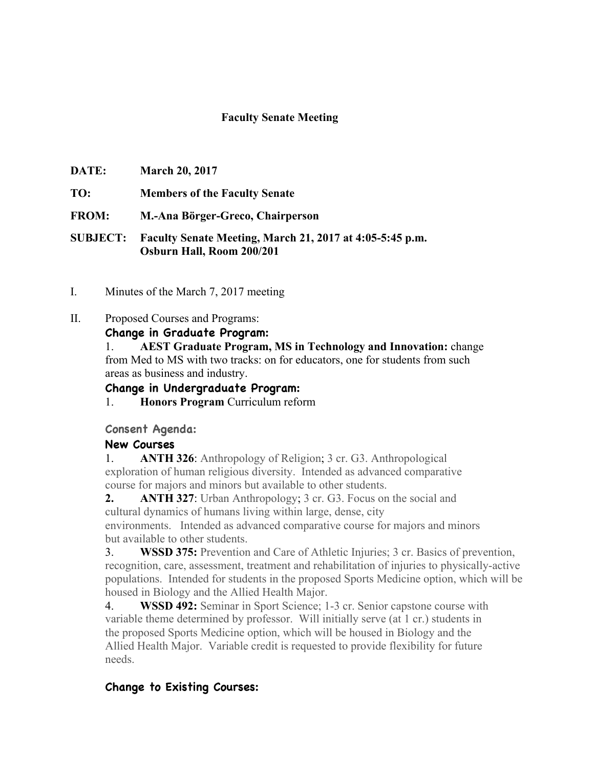# Faculty Senate Meeting

**DATE:** March 20, 2017

**TO:** Members of the Faculty Senate

**FROM:** M.-Ana Börger-Greco, Chairperson

**SUBJECT:** Faculty Senate Meeting, March 21, 2017 at 4:05-5:45 p.m.
Osburn Hall, Room 200/201

I. Minutes of the March 7, 2017 meeting

II. Proposed Courses and Programs:

**Change in Graduate Program:**

1. **AEST Graduate Program, MS in Technology and Innovation:** change from Med to MS with two tracks: on for educators, one for students from such areas as business and industry.

**Change in Undergraduate Program:**

1. **Honors Program** Curriculum reform

**Consent Agenda:**

**New Courses**

1. **ANTH 326**: Anthropology of Religion; 3 cr. G3. Anthropological exploration of human religious diversity. Intended as advanced comparative course for majors and minors but available to other students.
2. **ANTH 327**: Urban Anthropology; 3 cr. G3. Focus on the social and cultural dynamics of humans living within large, dense, city environments. Intended as advanced comparative course for majors and minors but available to other students.
3. **WSSD 375:** Prevention and Care of Athletic Injuries; 3 cr. Basics of prevention, recognition, care, assessment, treatment and rehabilitation of injuries to physically-active populations. Intended for students in the proposed Sports Medicine option, which will be housed in Biology and the Allied Health Major.
4. **WSSD 492:** Seminar in Sport Science; 1-3 cr. Senior capstone course with variable theme determined by professor. Will initially serve (at 1 cr.) students in the proposed Sports Medicine option, which will be housed in Biology and the Allied Health Major. Variable credit is requested to provide flexibility for future needs.

**Change to Existing Courses:**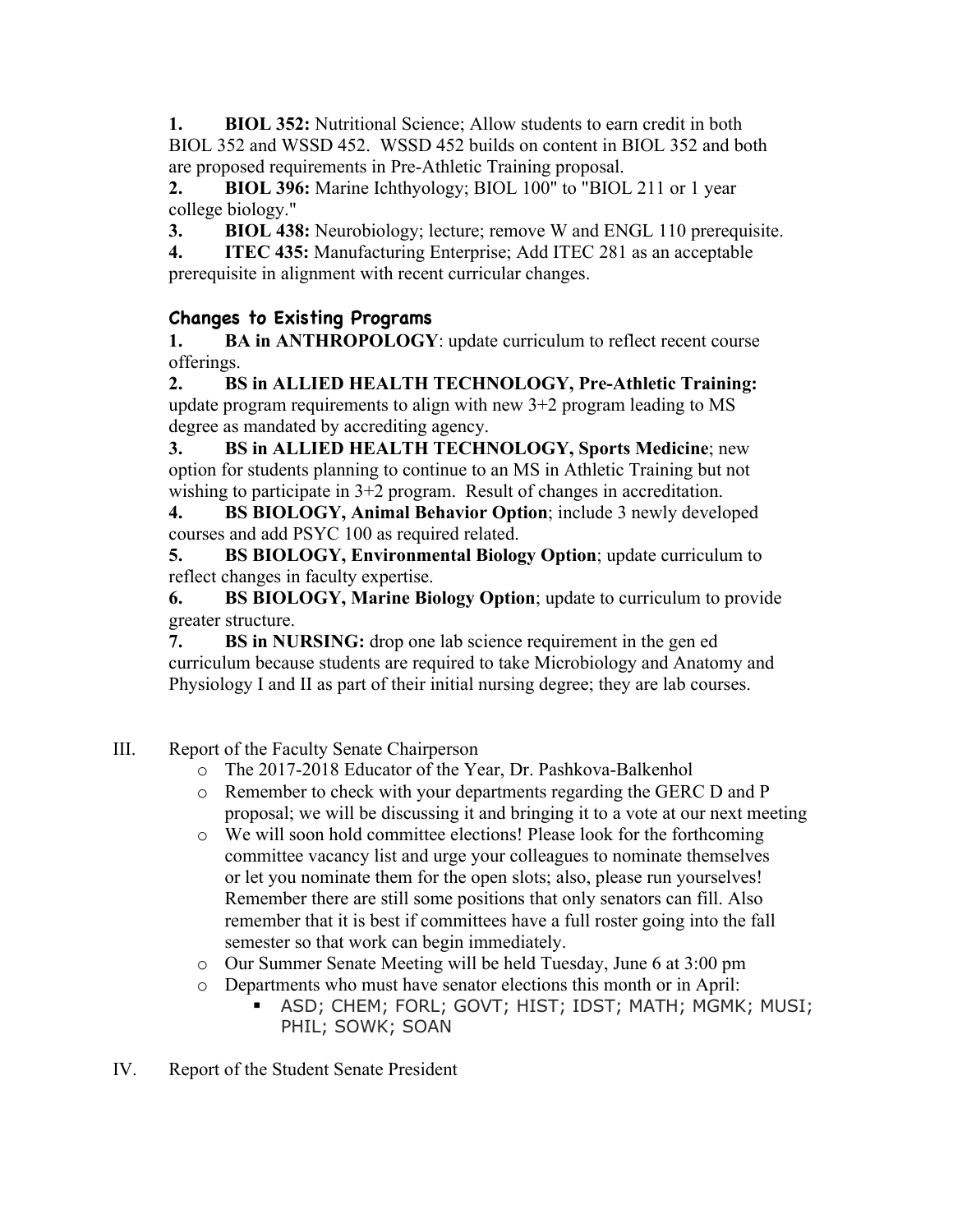1. **BIOL 352:** Nutritional Science; Allow students to earn credit in both BIOL 352 and WSSD 452. WSSD 452 builds on content in BIOL 352 and both are proposed requirements in Pre-Athletic Training proposal.
2. **BIOL 396:** Marine Ichthyology; BIOL 100" to "BIOL 211 or 1 year college biology."
3. **BIOL 438:** Neurobiology; lecture; remove W and ENGL 110 prerequisite.
4. **ITEC 435:** Manufacturing Enterprise; Add ITEC 281 as an acceptable prerequisite in alignment with recent curricular changes.

### Changes to Existing Programs

1. **BA in ANTHROPOLOGY**: update curriculum to reflect recent course offerings.
2. **BS in ALLIED HEALTH TECHNOLOGY, Pre-Athletic Training:** update program requirements to align with new 3+2 program leading to MS degree as mandated by accrediting agency.
3. **BS in ALLIED HEALTH TECHNOLOGY, Sports Medicine**; new option for students planning to continue to an MS in Athletic Training but not wishing to participate in 3+2 program. Result of changes in accreditation.
4. **BS BIOLOGY, Animal Behavior Option**; include 3 newly developed courses and add PSYC 100 as required related.
5. **BS BIOLOGY, Environmental Biology Option**; update curriculum to reflect changes in faculty expertise.
6. **BS BIOLOGY, Marine Biology Option**; update to curriculum to provide greater structure.
7. **BS in NURSING:** drop one lab science requirement in the gen ed curriculum because students are required to take Microbiology and Anatomy and Physiology I and II as part of their initial nursing degree; they are lab courses.

III. Report of the Faculty Senate Chairperson
- The 2017-2018 Educator of the Year, Dr. Pashkova-Balkenhol
- Remember to check with your departments regarding the GERC D and P proposal; we will be discussing it and bringing it to a vote at our next meeting
- We will soon hold committee elections! Please look for the forthcoming committee vacancy list and urge your colleagues to nominate themselves or let you nominate them for the open slots; also, please run yourselves! Remember there are still some positions that only senators can fill. Also remember that it is best if committees have a full roster going into the fall semester so that work can begin immediately.
- Our Summer Senate Meeting will be held Tuesday, June 6 at 3:00 pm
- Departments who must have senator elections this month or in April:
  - ASD; CHEM; FORL; GOVT; HIST; IDST; MATH; MGMK; MUSI; PHIL; SOWK; SOAN

IV. Report of the Student Senate President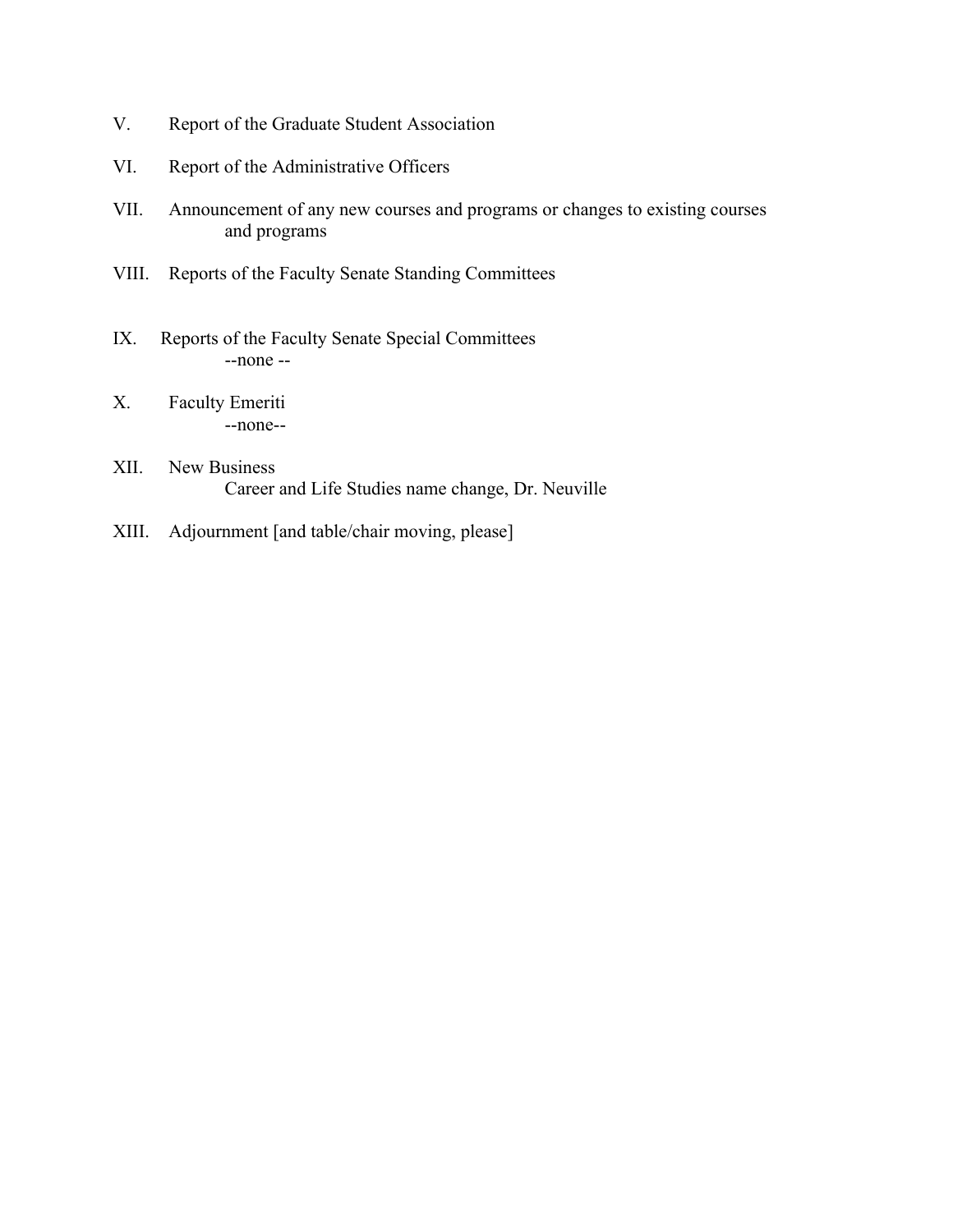V. Report of the Graduate Student Association

VI. Report of the Administrative Officers

VII. Announcement of any new courses and programs or changes to existing courses and programs

VIII. Reports of the Faculty Senate Standing Committees

IX. Reports of the Faculty Senate Special Committees
  --none --

X. Faculty Emeriti
  --none--

XII. New Business
  Career and Life Studies name change, Dr. Neuville

XIII. Adjournment [and table/chair moving, please]